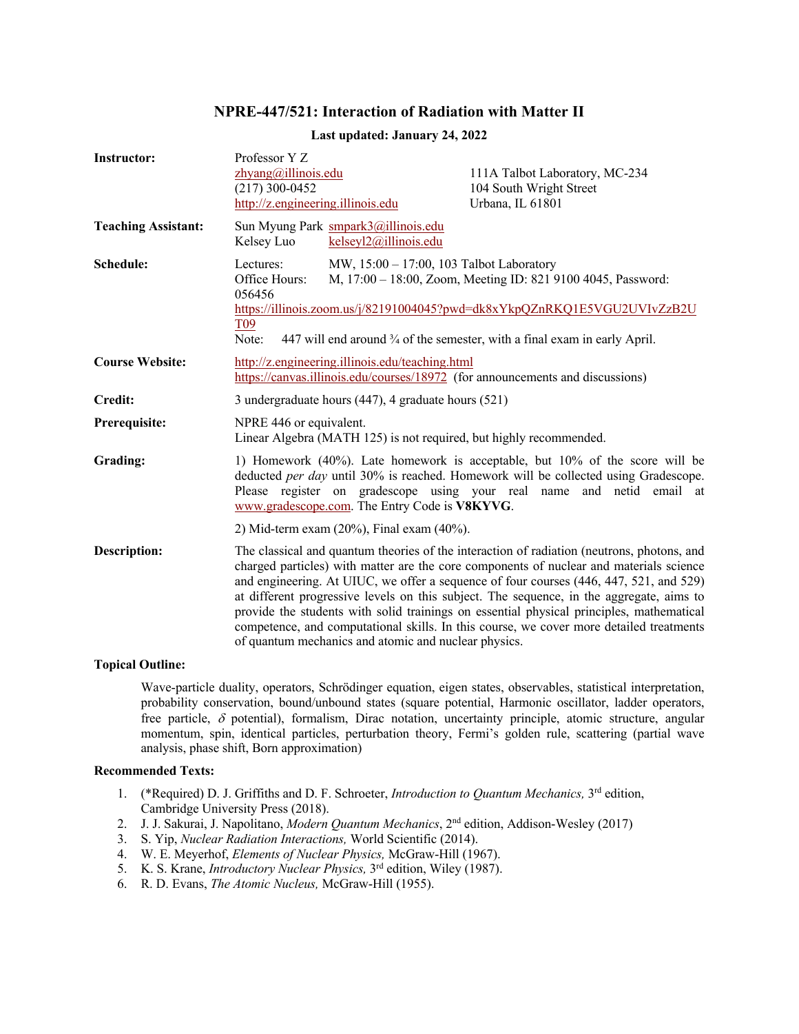# NPRE-447/521: Interaction of Radiation with Matter II

**Last updated: January 24, 2022**

**Instructor:** Professor Y Z
zhyang@illinois.edu
(217) 300-0452
http://z.engineering.illinois.edu

111A Talbot Laboratory, MC-234
104 South Wright Street
Urbana, IL 61801

**Teaching Assistant:** Sun Myung Park smpark3@illinois.edu
Kelsey Luo kelseyl2@illinois.edu

**Schedule:**
Lectures: MW, 15:00 – 17:00, 103 Talbot Laboratory
Office Hours: M, 17:00 – 18:00, Zoom, Meeting ID: 821 9100 4045, Password: 056456
https://illinois.zoom.us/j/82191004045?pwd=dk8xYkpQZnRKQ1E5VGU2UVIvZzB2UT09
Note: 447 will end around ¾ of the semester, with a final exam in early April.

**Course Website:** http://z.engineering.illinois.edu/teaching.html
https://canvas.illinois.edu/courses/18972 (for announcements and discussions)

**Credit:** 3 undergraduate hours (447), 4 graduate hours (521)

**Prerequisite:** NPRE 446 or equivalent.
Linear Algebra (MATH 125) is not required, but highly recommended.

**Grading:**
1) Homework (40%). Late homework is acceptable, but 10% of the score will be deducted *per day* until 30% is reached. Homework will be collected using Gradescope. Please register on gradescope using your real name and netid email at www.gradescope.com. The Entry Code is **V8KYVG**.

2) Mid-term exam (20%), Final exam (40%).

**Description:** The classical and quantum theories of the interaction of radiation (neutrons, photons, and charged particles) with matter are the core components of nuclear and materials science and engineering. At UIUC, we offer a sequence of four courses (446, 447, 521, and 529) at different progressive levels on this subject. The sequence, in the aggregate, aims to provide the students with solid trainings on essential physical principles, mathematical competence, and computational skills. In this course, we cover more detailed treatments of quantum mechanics and atomic and nuclear physics.

**Topical Outline:**

Wave-particle duality, operators, Schrödinger equation, eigen states, observables, statistical interpretation, probability conservation, bound/unbound states (square potential, Harmonic oscillator, ladder operators, free particle, $\delta$ potential), formalism, Dirac notation, uncertainty principle, atomic structure, angular momentum, spin, identical particles, perturbation theory, Fermi's golden rule, scattering (partial wave analysis, phase shift, Born approximation)

**Recommended Texts:**

1. (*Required) D. J. Griffiths and D. F. Schroeter, *Introduction to Quantum Mechanics,* 3rd edition, Cambridge University Press (2018).
2. J. J. Sakurai, J. Napolitano, *Modern Quantum Mechanics*, 2nd edition, Addison-Wesley (2017)
3. S. Yip, *Nuclear Radiation Interactions,* World Scientific (2014).
4. W. E. Meyerhof, *Elements of Nuclear Physics,* McGraw-Hill (1967).
5. K. S. Krane, *Introductory Nuclear Physics,* 3rd edition, Wiley (1987).
6. R. D. Evans, *The Atomic Nucleus,* McGraw-Hill (1955).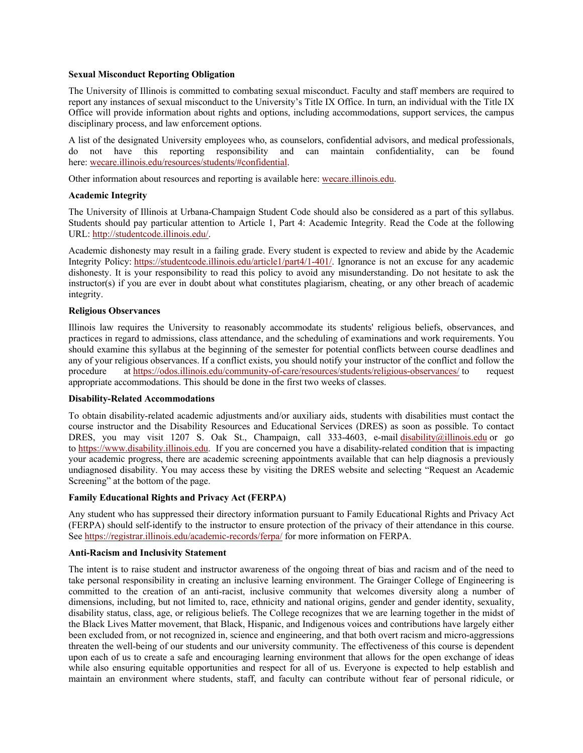**Sexual Misconduct Reporting Obligation**

The University of Illinois is committed to combating sexual misconduct. Faculty and staff members are required to report any instances of sexual misconduct to the University's Title IX Office. In turn, an individual with the Title IX Office will provide information about rights and options, including accommodations, support services, the campus disciplinary process, and law enforcement options.

A list of the designated University employees who, as counselors, confidential advisors, and medical professionals, do not have this reporting responsibility and can maintain confidentiality, can be found here: wecare.illinois.edu/resources/students/#confidential.

Other information about resources and reporting is available here: wecare.illinois.edu.

**Academic Integrity**

The University of Illinois at Urbana-Champaign Student Code should also be considered as a part of this syllabus. Students should pay particular attention to Article 1, Part 4: Academic Integrity. Read the Code at the following URL: http://studentcode.illinois.edu/.

Academic dishonesty may result in a failing grade. Every student is expected to review and abide by the Academic Integrity Policy: https://studentcode.illinois.edu/article1/part4/1-401/. Ignorance is not an excuse for any academic dishonesty. It is your responsibility to read this policy to avoid any misunderstanding. Do not hesitate to ask the instructor(s) if you are ever in doubt about what constitutes plagiarism, cheating, or any other breach of academic integrity.

**Religious Observances**

Illinois law requires the University to reasonably accommodate its students' religious beliefs, observances, and practices in regard to admissions, class attendance, and the scheduling of examinations and work requirements. You should examine this syllabus at the beginning of the semester for potential conflicts between course deadlines and any of your religious observances. If a conflict exists, you should notify your instructor of the conflict and follow the procedure at https://odos.illinois.edu/community-of-care/resources/students/religious-observances/ to request appropriate accommodations. This should be done in the first two weeks of classes.

**Disability-Related Accommodations**

To obtain disability-related academic adjustments and/or auxiliary aids, students with disabilities must contact the course instructor and the Disability Resources and Educational Services (DRES) as soon as possible. To contact DRES, you may visit 1207 S. Oak St., Champaign, call 333-4603, e-mail disability@illinois.edu or go to https://www.disability.illinois.edu. If you are concerned you have a disability-related condition that is impacting your academic progress, there are academic screening appointments available that can help diagnosis a previously undiagnosed disability. You may access these by visiting the DRES website and selecting "Request an Academic Screening" at the bottom of the page.

**Family Educational Rights and Privacy Act (FERPA)**

Any student who has suppressed their directory information pursuant to Family Educational Rights and Privacy Act (FERPA) should self-identify to the instructor to ensure protection of the privacy of their attendance in this course. See https://registrar.illinois.edu/academic-records/ferpa/ for more information on FERPA.

**Anti-Racism and Inclusivity Statement**

The intent is to raise student and instructor awareness of the ongoing threat of bias and racism and of the need to take personal responsibility in creating an inclusive learning environment. The Grainger College of Engineering is committed to the creation of an anti-racist, inclusive community that welcomes diversity along a number of dimensions, including, but not limited to, race, ethnicity and national origins, gender and gender identity, sexuality, disability status, class, age, or religious beliefs. The College recognizes that we are learning together in the midst of the Black Lives Matter movement, that Black, Hispanic, and Indigenous voices and contributions have largely either been excluded from, or not recognized in, science and engineering, and that both overt racism and micro-aggressions threaten the well-being of our students and our university community. The effectiveness of this course is dependent upon each of us to create a safe and encouraging learning environment that allows for the open exchange of ideas while also ensuring equitable opportunities and respect for all of us. Everyone is expected to help establish and maintain an environment where students, staff, and faculty can contribute without fear of personal ridicule, or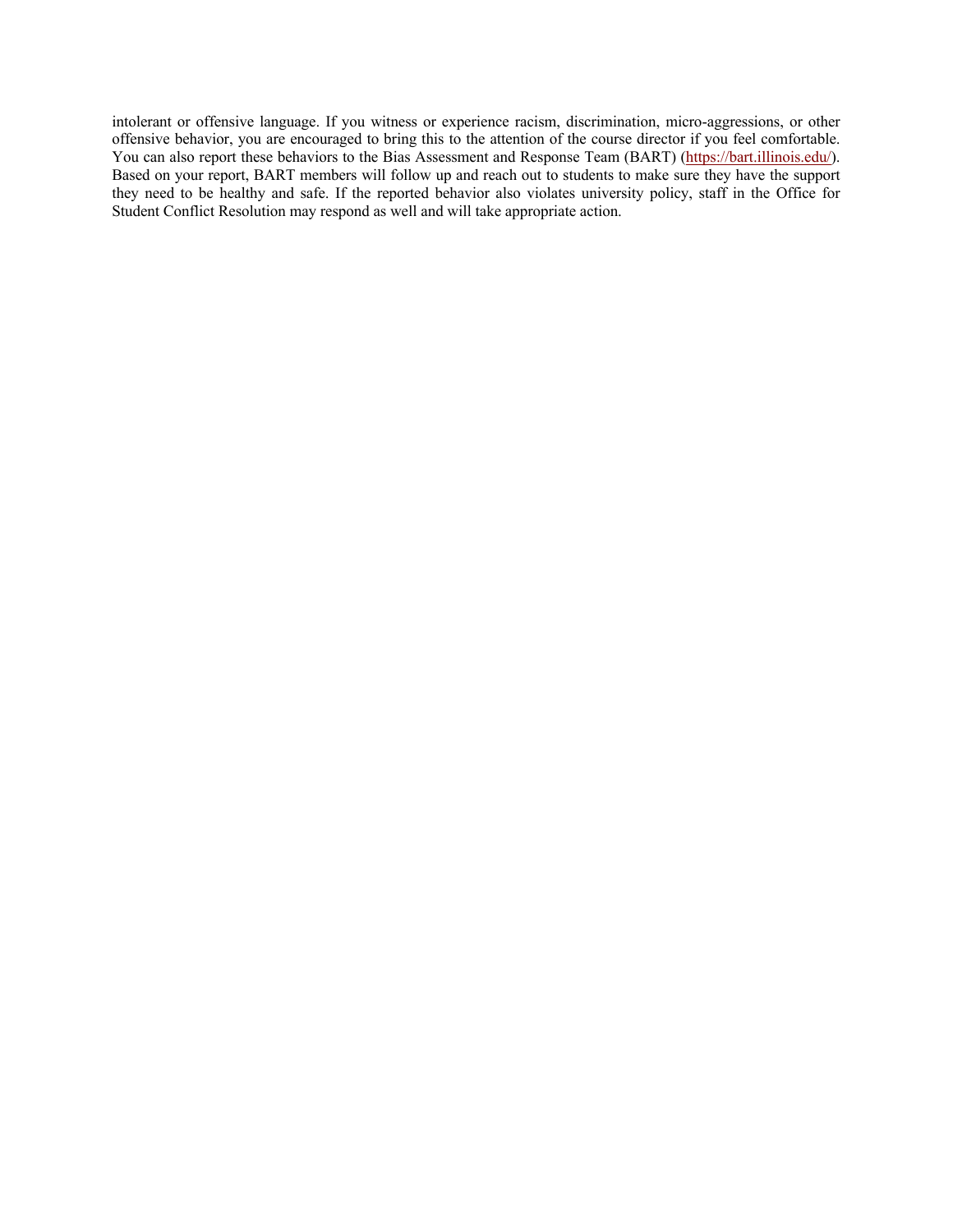intolerant or offensive language. If you witness or experience racism, discrimination, micro-aggressions, or other offensive behavior, you are encouraged to bring this to the attention of the course director if you feel comfortable. You can also report these behaviors to the Bias Assessment and Response Team (BART) (https://bart.illinois.edu/). Based on your report, BART members will follow up and reach out to students to make sure they have the support they need to be healthy and safe. If the reported behavior also violates university policy, staff in the Office for Student Conflict Resolution may respond as well and will take appropriate action.